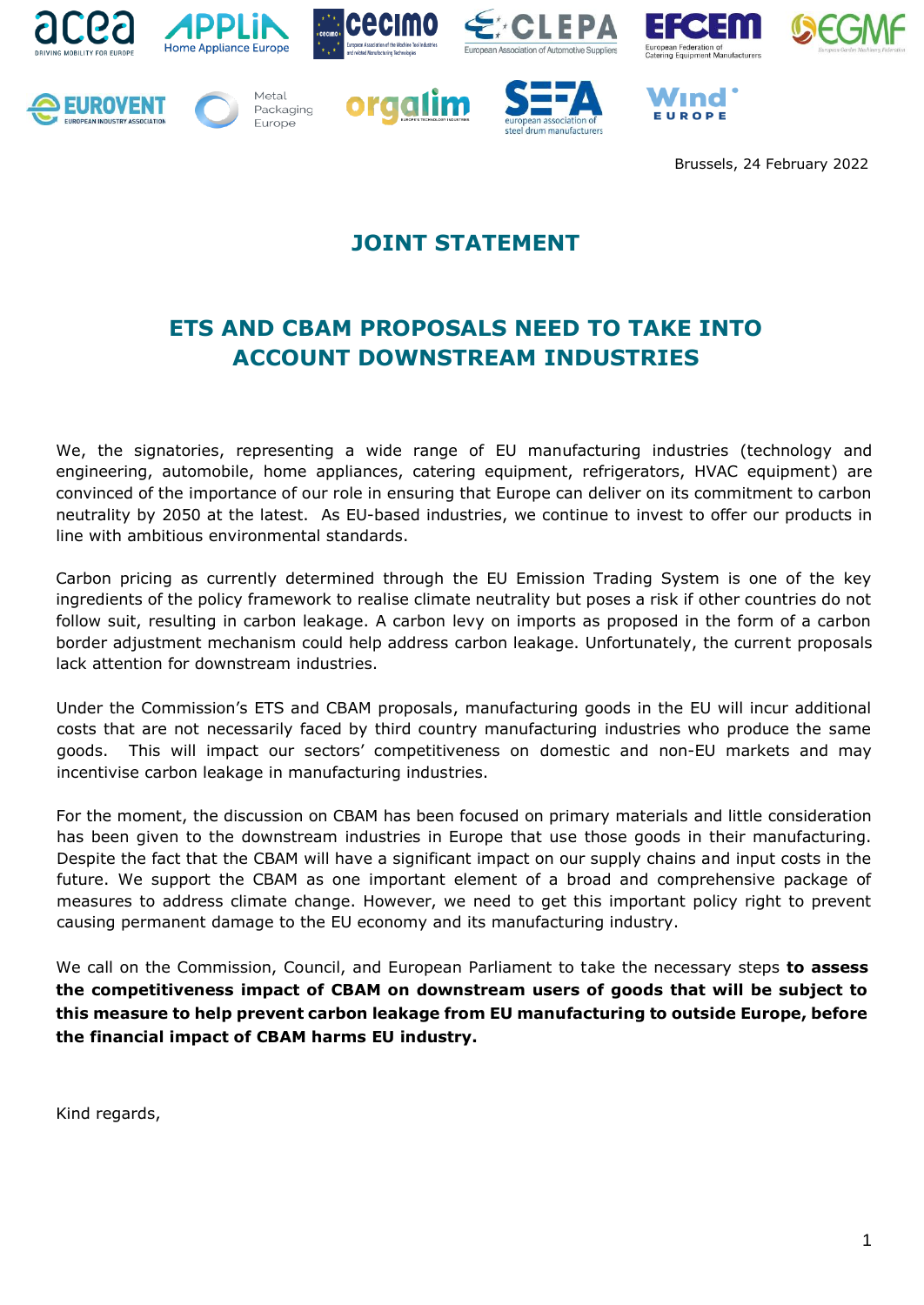Brussels, 24 February 2022

# JOINT STATEMENT

## ETS AND CBAM PROPOSALS NEED TO TAKE INTO ACCOUNT DOWNSTREAM INDUSTRIES

We, the signatories, representing a wide range of EU manufacturing industries (technology and engineering, automobile, home appliances, catering equipment, refrigerators, HVAC equipment) are convinced of the importance of our role in ensuring that Europe can deliver on its commitment to carbon neutrality by 2050 at the latest. As EU-based industries, we continue to invest to offer our products in line with ambitious environmental standards.

Carbon pricing as currently determined through the EU Emission Trading System is one of the key ingredients of the policy framework to realise climate neutrality but poses a risk if other countries do not follow suit, resulting in carbon leakage. A carbon levy on imports as proposed in the form of a carbon border adjustment mechanism could help address carbon leakage. Unfortunately, the current proposals lack attention for downstream industries.

Under the Commission's ETS and CBAM proposals, manufacturing goods in the EU will incur additional costs that are not necessarily faced by third country manufacturing industries who produce the same goods. This will impact our sectors' competitiveness on domestic and non-EU markets and may incentivise carbon leakage in manufacturing industries.

For the moment, the discussion on CBAM has been focused on primary materials and little consideration has been given to the downstream industries in Europe that use those goods in their manufacturing. Despite the fact that the CBAM will have a significant impact on our supply chains and input costs in the future. We support the CBAM as one important element of a broad and comprehensive package of measures to address climate change. However, we need to get this important policy right to prevent causing permanent damage to the EU economy and its manufacturing industry.

We call on the Commission, Council, and European Parliament to take the necessary steps **to assess the competitiveness impact of CBAM on downstream users of goods that will be subject to this measure to help prevent carbon leakage from EU manufacturing to outside Europe, before the financial impact of CBAM harms EU industry.**

Kind regards,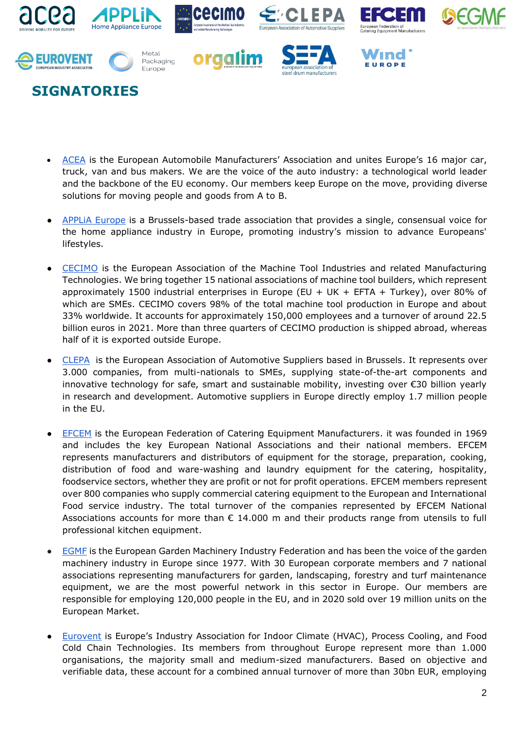## SIGNATORIES

- ACEA is the European Automobile Manufacturers' Association and unites Europe's 16 major car, truck, van and bus makers. We are the voice of the auto industry: a technological world leader and the backbone of the EU economy. Our members keep Europe on the move, providing diverse solutions for moving people and goods from A to B.

- APPLiA Europe is a Brussels-based trade association that provides a single, consensual voice for the home appliance industry in Europe, promoting industry's mission to advance Europeans' lifestyles.

- CECIMO is the European Association of the Machine Tool Industries and related Manufacturing Technologies. We bring together 15 national associations of machine tool builders, which represent approximately 1500 industrial enterprises in Europe (EU + UK + EFTA + Turkey), over 80% of which are SMEs. CECIMO covers 98% of the total machine tool production in Europe and about 33% worldwide. It accounts for approximately 150,000 employees and a turnover of around 22.5 billion euros in 2021. More than three quarters of CECIMO production is shipped abroad, whereas half of it is exported outside Europe.

- CLEPA is the European Association of Automotive Suppliers based in Brussels. It represents over 3.000 companies, from multi-nationals to SMEs, supplying state-of-the-art components and innovative technology for safe, smart and sustainable mobility, investing over €30 billion yearly in research and development. Automotive suppliers in Europe directly employ 1.7 million people in the EU.

- EFCEM is the European Federation of Catering Equipment Manufacturers. it was founded in 1969 and includes the key European National Associations and their national members. EFCEM represents manufacturers and distributors of equipment for the storage, preparation, cooking, distribution of food and ware-washing and laundry equipment for the catering, hospitality, foodservice sectors, whether they are profit or not for profit operations. EFCEM members represent over 800 companies who supply commercial catering equipment to the European and International Food service industry. The total turnover of the companies represented by EFCEM National Associations accounts for more than € 14.000 m and their products range from utensils to full professional kitchen equipment.

- EGMF is the European Garden Machinery Industry Federation and has been the voice of the garden machinery industry in Europe since 1977. With 30 European corporate members and 7 national associations representing manufacturers for garden, landscaping, forestry and turf maintenance equipment, we are the most powerful network in this sector in Europe. Our members are responsible for employing 120,000 people in the EU, and in 2020 sold over 19 million units on the European Market.

- Eurovent is Europe's Industry Association for Indoor Climate (HVAC), Process Cooling, and Food Cold Chain Technologies. Its members from throughout Europe represent more than 1.000 organisations, the majority small and medium-sized manufacturers. Based on objective and verifiable data, these account for a combined annual turnover of more than 30bn EUR, employing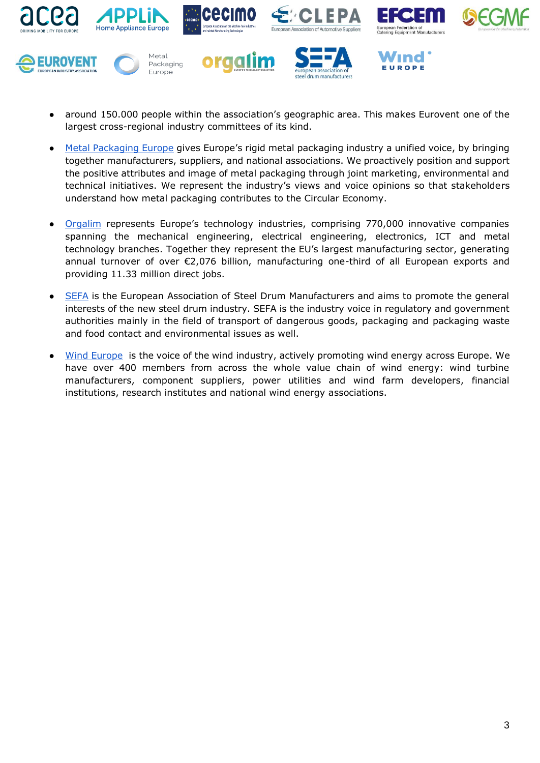- around 150.000 people within the association's geographic area. This makes Eurovent one of the largest cross-regional industry committees of its kind.

- [Metal Packaging Europe] gives Europe's rigid metal packaging industry a unified voice, by bringing together manufacturers, suppliers, and national associations. We proactively position and support the positive attributes and image of metal packaging through joint marketing, environmental and technical initiatives. We represent the industry's views and voice opinions so that stakeholders understand how metal packaging contributes to the Circular Economy.

- [Orgalim] represents Europe's technology industries, comprising 770,000 innovative companies spanning the mechanical engineering, electrical engineering, electronics, ICT and metal technology branches. Together they represent the EU's largest manufacturing sector, generating annual turnover of over €2,076 billion, manufacturing one-third of all European exports and providing 11.33 million direct jobs.

- [SEFA] is the European Association of Steel Drum Manufacturers and aims to promote the general interests of the new steel drum industry. SEFA is the industry voice in regulatory and government authorities mainly in the field of transport of dangerous goods, packaging and packaging waste and food contact and environmental issues as well.

- [Wind Europe] is the voice of the wind industry, actively promoting wind energy across Europe. We have over 400 members from across the whole value chain of wind energy: wind turbine manufacturers, component suppliers, power utilities and wind farm developers, financial institutions, research institutes and national wind energy associations.